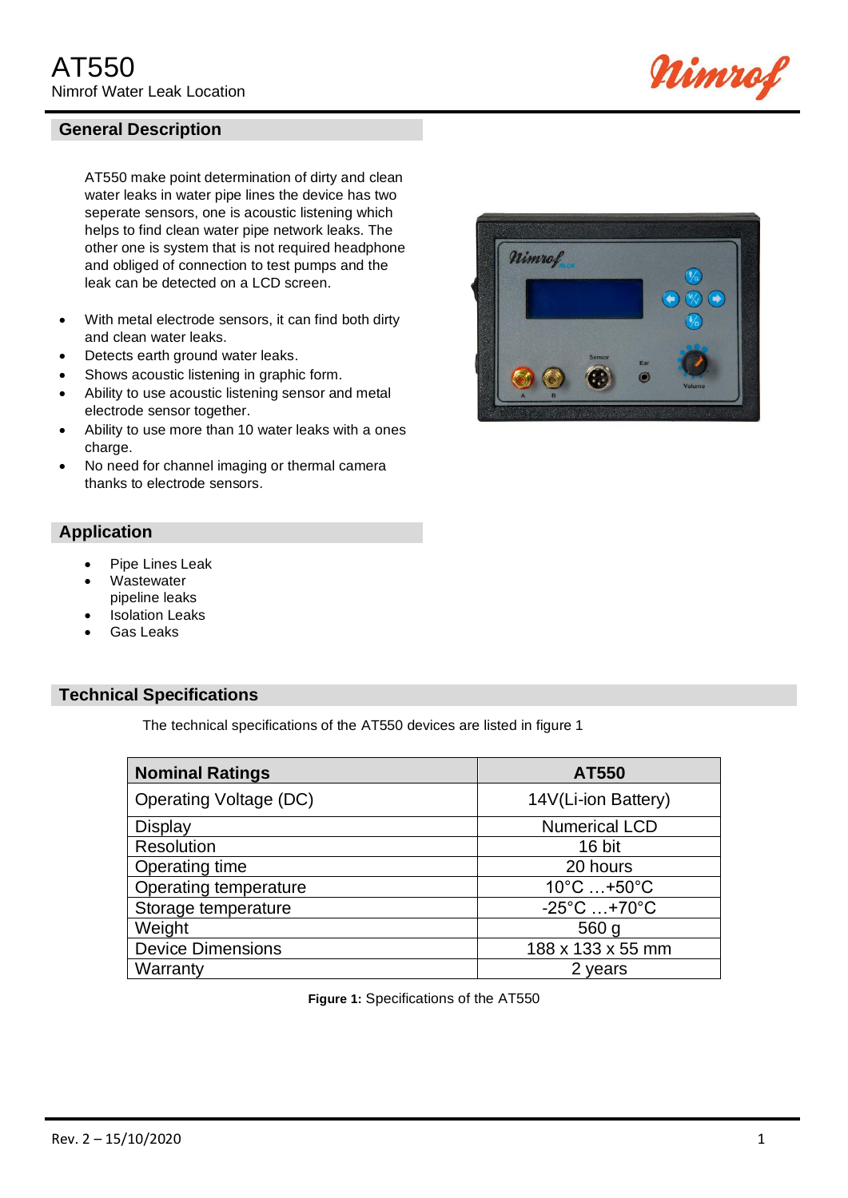# AT550

Nimrof Water Leak Location

## General Description

AT550 make point determination of dirty and clean water leaks in water pipe lines the device has two seperate sensors, one is acoustic listening which helps to find clean water pipe network leaks. The other one is system that is not required headphone and obliged of connection to test pumps and the leak can be detected on a LCD screen.

- With metal electrode sensors, it can find both dirty and clean water leaks.
- Detects earth ground water leaks.
- Shows acoustic listening in graphic form.
- Ability to use acoustic listening sensor and metal electrode sensor together.
- Ability to use more than 10 water leaks with a ones charge.
- No need for channel imaging or thermal camera thanks to electrode sensors.

## Application

- Pipe Lines Leak
- Wastewater pipeline leaks
- Isolation Leaks
- Gas Leaks

## Technical Specifications

The technical specifications of the AT550 devices are listed in figure 1

| Nominal Ratings | AT550 |
|---|---|
| Operating Voltage (DC) | 14V(Li-ion Battery) |
| Display | Numerical LCD |
| Resolution | 16 bit |
| Operating time | 20 hours |
| Operating temperature | 10°C …+50°C |
| Storage temperature | -25°C …+70°C |
| Weight | 560 g |
| Device Dimensions | 188 x 133 x 55 mm |
| Warranty | 2 years |

**Figure 1:** Specifications of the AT550

Rev. 2 – 15/10/2020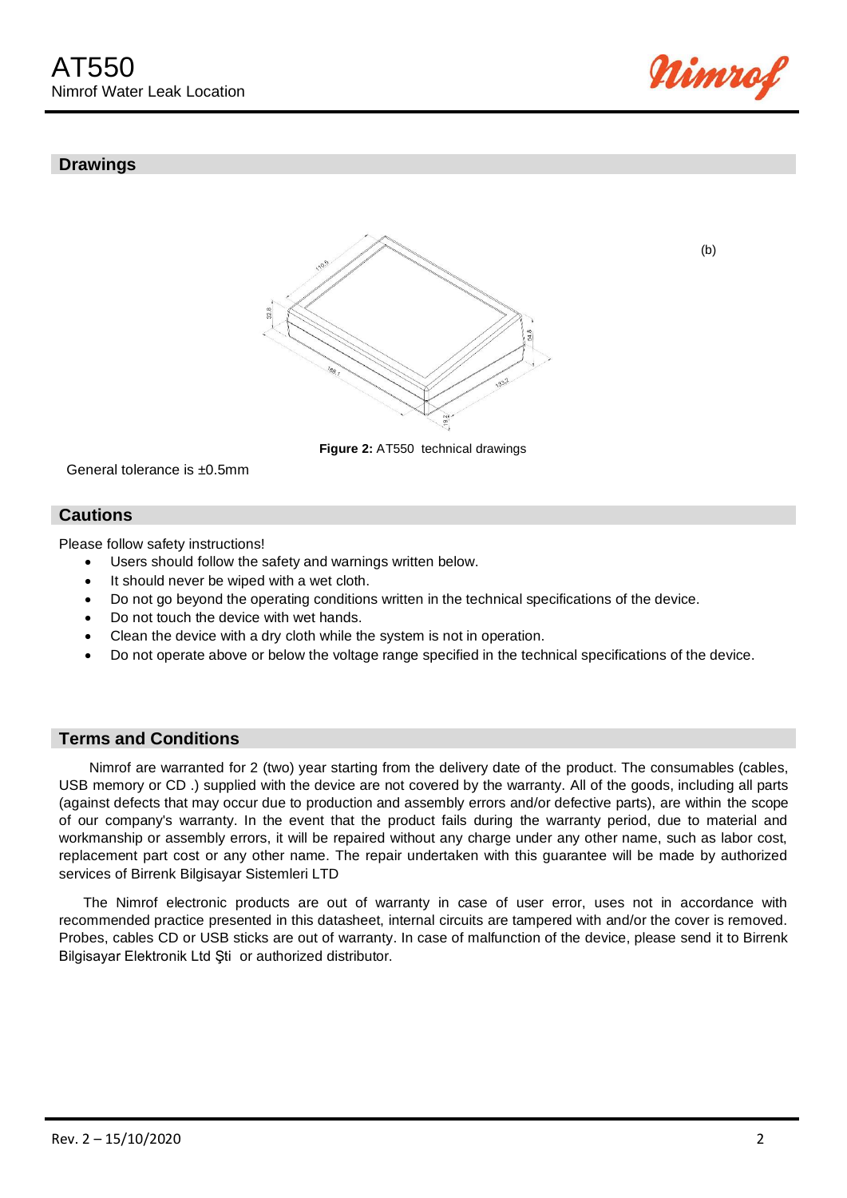## Drawings

(b)

110.5

32.8

54.8

169.1

183.2

19.2

**Figure 2:** AT550 technical drawings

General tolerance is ±0.5mm

## Cautions

Please follow safety instructions!

- Users should follow the safety and warnings written below.
- It should never be wiped with a wet cloth.
- Do not go beyond the operating conditions written in the technical specifications of the device.
- Do not touch the device with wet hands.
- Clean the device with a dry cloth while the system is not in operation.
- Do not operate above or below the voltage range specified in the technical specifications of the device.

## Terms and Conditions

Nimrof are warranted for 2 (two) year starting from the delivery date of the product. The consumables (cables, USB memory or CD .) supplied with the device are not covered by the warranty. All of the goods, including all parts (against defects that may occur due to production and assembly errors and/or defective parts), are within the scope of our company's warranty. In the event that the product fails during the warranty period, due to material and workmanship or assembly errors, it will be repaired without any charge under any other name, such as labor cost, replacement part cost or any other name. The repair undertaken with this guarantee will be made by authorized services of Birrenk Bilgisayar Sistemleri LTD

The Nimrof electronic products are out of warranty in case of user error, uses not in accordance with recommended practice presented in this datasheet, internal circuits are tampered with and/or the cover is removed. Probes, cables CD or USB sticks are out of warranty. In case of malfunction of the device, please send it to Birrenk Bilgisayar Elektronik Ltd Şti or authorized distributor.

Rev. 2 – 15/10/2020